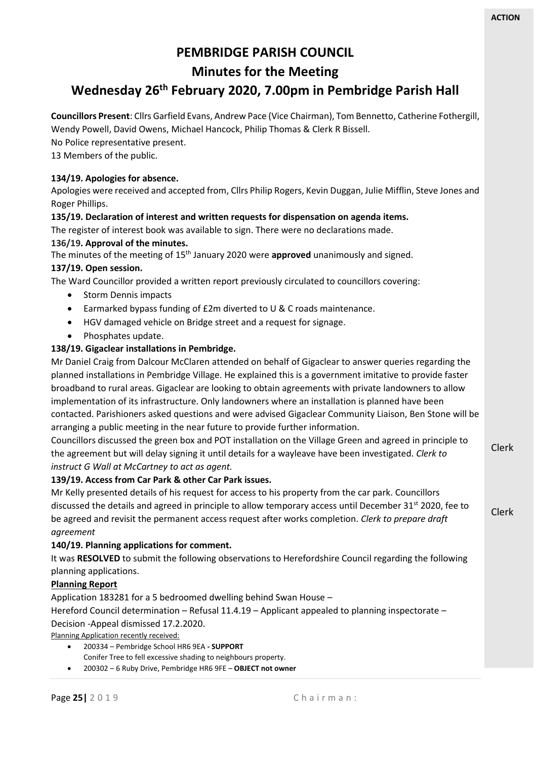**ACTION**

# PEMBRIDGE PARISH COUNCIL

## Minutes for the Meeting

## Wednesday 26th February 2020, 7.00pm in Pembridge Parish Hall

**Councillors Present**: Cllrs Garfield Evans, Andrew Pace (Vice Chairman), Tom Bennetto, Catherine Fothergill, Wendy Powell, David Owens, Michael Hancock, Philip Thomas & Clerk R Bissell.
No Police representative present.
13 Members of the public.

**134/19. Apologies for absence.**
Apologies were received and accepted from, Cllrs Philip Rogers, Kevin Duggan, Julie Mifflin, Steve Jones and Roger Phillips.

**135/19. Declaration of interest and written requests for dispensation on agenda items.**
The register of interest book was available to sign. There were no declarations made.

**136/19. Approval of the minutes.**
The minutes of the meeting of 15th January 2020 were **approved** unanimously and signed.

**137/19. Open session.**
The Ward Councillor provided a written report previously circulated to councillors covering:

- Storm Dennis impacts
- Earmarked bypass funding of £2m diverted to U & C roads maintenance.
- HGV damaged vehicle on Bridge street and a request for signage.
- Phosphates update.

**138/19. Gigaclear installations in Pembridge.**
Mr Daniel Craig from Dalcour McClaren attended on behalf of Gigaclear to answer queries regarding the planned installations in Pembridge Village. He explained this is a government imitative to provide faster broadband to rural areas. Gigaclear are looking to obtain agreements with private landowners to allow implementation of its infrastructure. Only landowners where an installation is planned have been contacted. Parishioners asked questions and were advised Gigaclear Community Liaison, Ben Stone will be arranging a public meeting in the near future to provide further information.
Councillors discussed the green box and POT installation on the Village Green and agreed in principle to the agreement but will delay signing it until details for a wayleave have been investigated. *Clerk to instruct G Wall at McCartney to act as agent.* — Clerk

**139/19. Access from Car Park & other Car Park issues.**
Mr Kelly presented details of his request for access to his property from the car park. Councillors discussed the details and agreed in principle to allow temporary access until December 31st 2020, fee to be agreed and revisit the permanent access request after works completion. *Clerk to prepare draft agreement* — Clerk

**140/19. Planning applications for comment.**
It was **RESOLVED** to submit the following observations to Herefordshire Council regarding the following planning applications.

**Planning Report**

Application 183281 for a 5 bedroomed dwelling behind Swan House –
Hereford Council determination – Refusal 11.4.19 – Applicant appealed to planning inspectorate – Decision -Appeal dismissed 17.2.2020.

Planning Application recently received:

- 200334 – Pembridge School HR6 9EA **- SUPPORT**
  Conifer Tree to fell excessive shading to neighbours property.
- 200302 – 6 Ruby Drive, Pembridge HR6 9FE – **OBJECT not owner**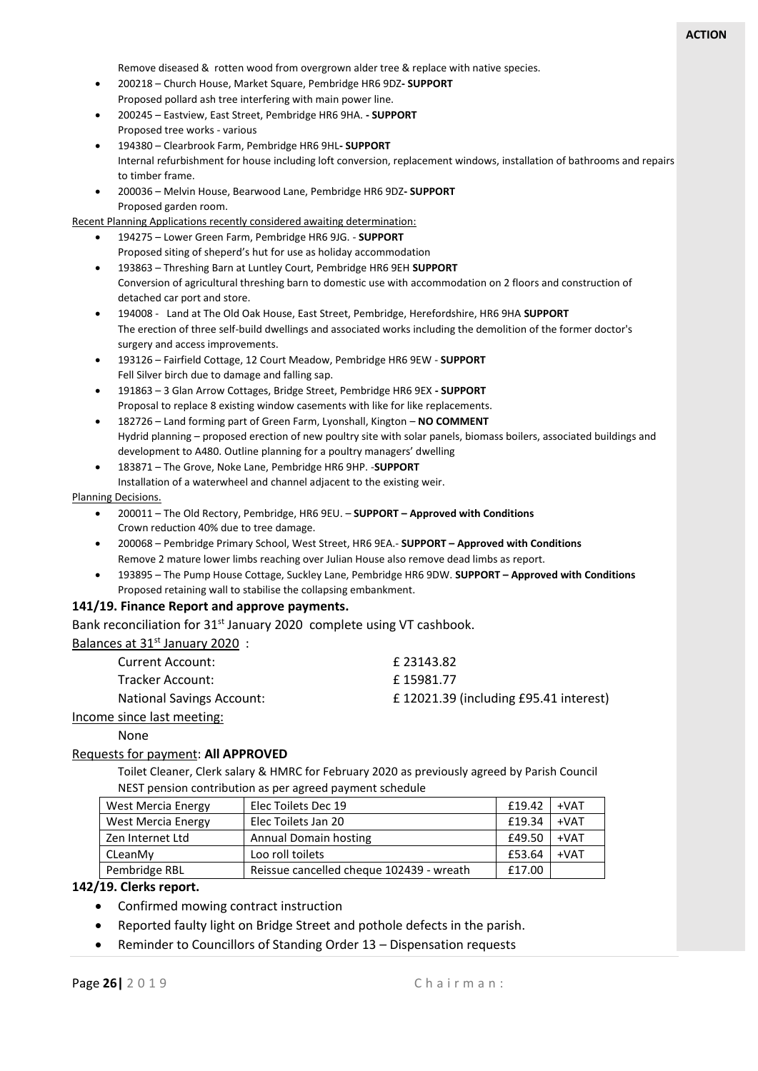**ACTION**

Remove diseased & rotten wood from overgrown alder tree & replace with native species.

- 200218 – Church House, Market Square, Pembridge HR6 9DZ**- SUPPORT**
  Proposed pollard ash tree interfering with main power line.
- 200245 – Eastview, East Street, Pembridge HR6 9HA. **- SUPPORT**
  Proposed tree works - various
- 194380 – Clearbrook Farm, Pembridge HR6 9HL**- SUPPORT**
  Internal refurbishment for house including loft conversion, replacement windows, installation of bathrooms and repairs to timber frame.
- 200036 – Melvin House, Bearwood Lane, Pembridge HR6 9DZ**- SUPPORT**
  Proposed garden room.

<u>Recent Planning Applications recently considered awaiting determination:</u>

- 194275 – Lower Green Farm, Pembridge HR6 9JG. - **SUPPORT**
  Proposed siting of sheperd's hut for use as holiday accommodation
- 193863 – Threshing Barn at Luntley Court, Pembridge HR6 9EH **SUPPORT**
  Conversion of agricultural threshing barn to domestic use with accommodation on 2 floors and construction of detached car port and store.
- 194008 - Land at The Old Oak House, East Street, Pembridge, Herefordshire, HR6 9HA **SUPPORT**
  The erection of three self-build dwellings and associated works including the demolition of the former doctor's surgery and access improvements.
- 193126 – Fairfield Cottage, 12 Court Meadow, Pembridge HR6 9EW - **SUPPORT**
  Fell Silver birch due to damage and falling sap.
- 191863 – 3 Glan Arrow Cottages, Bridge Street, Pembridge HR6 9EX **- SUPPORT**
  Proposal to replace 8 existing window casements with like for like replacements.
- 182726 – Land forming part of Green Farm, Lyonshall, Kington – **NO COMMENT**
  Hydrid planning – proposed erection of new poultry site with solar panels, biomass boilers, associated buildings and development to A480. Outline planning for a poultry managers' dwelling
- 183871 – The Grove, Noke Lane, Pembridge HR6 9HP. -**SUPPORT**
  Installation of a waterwheel and channel adjacent to the existing weir.

<u>Planning Decisions.</u>

- 200011 – The Old Rectory, Pembridge, HR6 9EU. – **SUPPORT – Approved with Conditions**
  Crown reduction 40% due to tree damage.
- 200068 – Pembridge Primary School, West Street, HR6 9EA.- **SUPPORT – Approved with Conditions**
  Remove 2 mature lower limbs reaching over Julian House also remove dead limbs as report.
- 193895 – The Pump House Cottage, Suckley Lane, Pembridge HR6 9DW. **SUPPORT – Approved with Conditions**
  Proposed retaining wall to stabilise the collapsing embankment.

### 141/19. Finance Report and approve payments.

Bank reconciliation for 31st January 2020 complete using VT cashbook.

<u>Balances at 31st January 2020</u> :

| | |
|---|---|
| Current Account: | £ 23143.82 |
| Tracker Account: | £ 15981.77 |
| National Savings Account: | £ 12021.39 (including £95.41 interest) |

<u>Income since last meeting:</u>

None

<u>Requests for payment</u>: **All APPROVED**

Toilet Cleaner, Clerk salary & HMRC for February 2020 as previously agreed by Parish Council
NEST pension contribution as per agreed payment schedule

| | | | |
|---|---|---|---|
| West Mercia Energy | Elec Toilets Dec 19 | £19.42 | +VAT |
| West Mercia Energy | Elec Toilets Jan 20 | £19.34 | +VAT |
| Zen Internet Ltd | Annual Domain hosting | £49.50 | +VAT |
| CLeanMy | Loo roll toilets | £53.64 | +VAT |
| Pembridge RBL | Reissue cancelled cheque 102439 - wreath | £17.00 | |

### 142/19. Clerks report.

- Confirmed mowing contract instruction
- Reported faulty light on Bridge Street and pothole defects in the parish.
- Reminder to Councillors of Standing Order 13 – Dispensation requests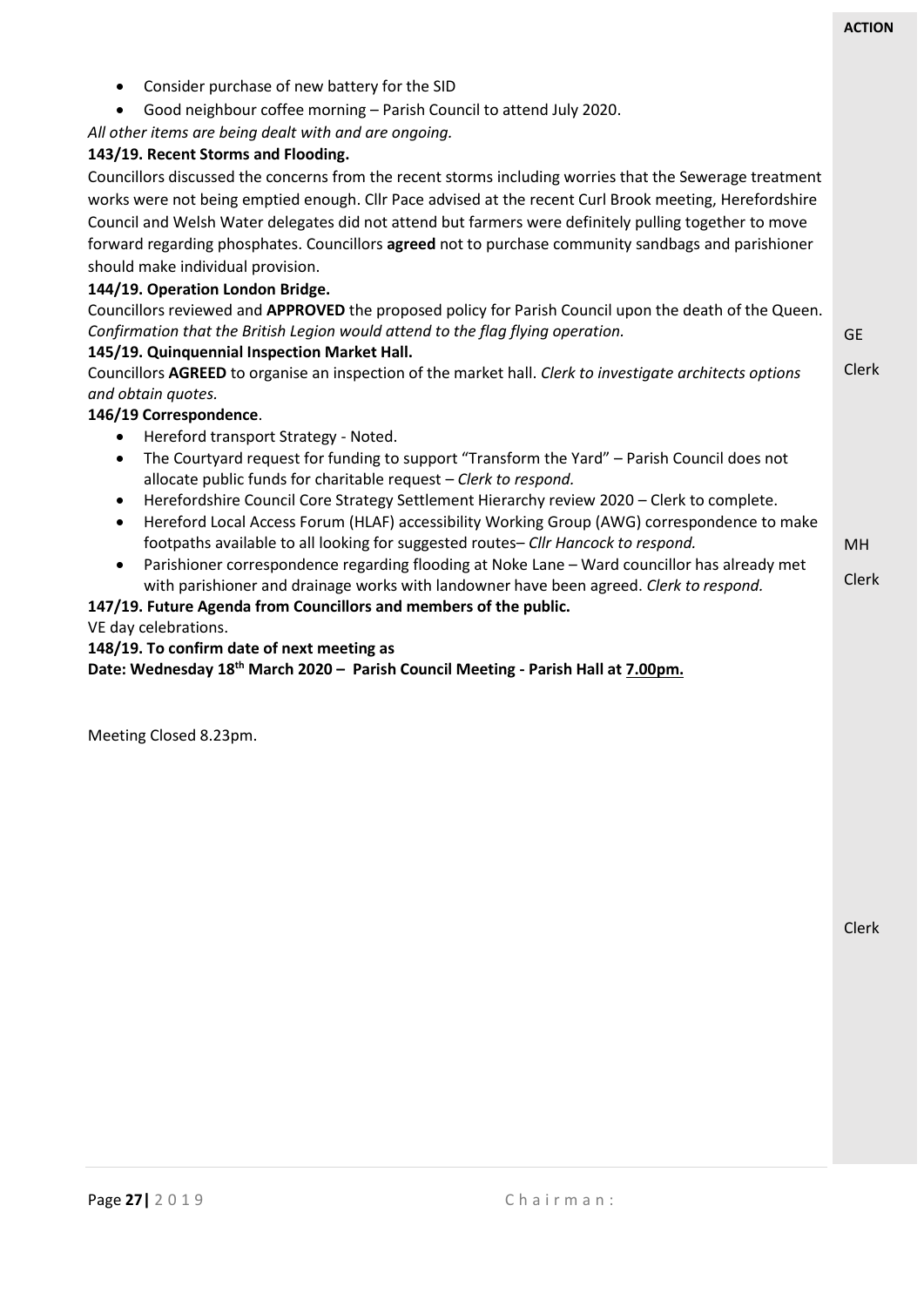**ACTION**

- Consider purchase of new battery for the SID
- Good neighbour coffee morning – Parish Council to attend July 2020.

*All other items are being dealt with and are ongoing.*

**143/19. Recent Storms and Flooding.**

Councillors discussed the concerns from the recent storms including worries that the Sewerage treatment works were not being emptied enough. Cllr Pace advised at the recent Curl Brook meeting, Herefordshire Council and Welsh Water delegates did not attend but farmers were definitely pulling together to move forward regarding phosphates. Councillors **agreed** not to purchase community sandbags and parishioner should make individual provision.

**144/19. Operation London Bridge.**

Councillors reviewed and **APPROVED** the proposed policy for Parish Council upon the death of the Queen. *Confirmation that the British Legion would attend to the flag flying operation.* — GE

**145/19. Quinquennial Inspection Market Hall.**

Councillors **AGREED** to organise an inspection of the market hall. *Clerk to investigate architects options and obtain quotes.* — Clerk

**146/19 Correspondence**.

- Hereford transport Strategy - Noted.
- The Courtyard request for funding to support "Transform the Yard" – Parish Council does not allocate public funds for charitable request – *Clerk to respond.*
- Herefordshire Council Core Strategy Settlement Hierarchy review 2020 – Clerk to complete.
- Hereford Local Access Forum (HLAF) accessibility Working Group (AWG) correspondence to make footpaths available to all looking for suggested routes– *Cllr Hancock to respond.* — MH
- Parishioner correspondence regarding flooding at Noke Lane – Ward councillor has already met with parishioner and drainage works with landowner have been agreed. *Clerk to respond.* — Clerk

**147/19. Future Agenda from Councillors and members of the public.**

VE day celebrations.

**148/19. To confirm date of next meeting as**

**Date: Wednesday 18th March 2020 – Parish Council Meeting - Parish Hall at 7.00pm.**

Meeting Closed 8.23pm.

Clerk

Chairman: